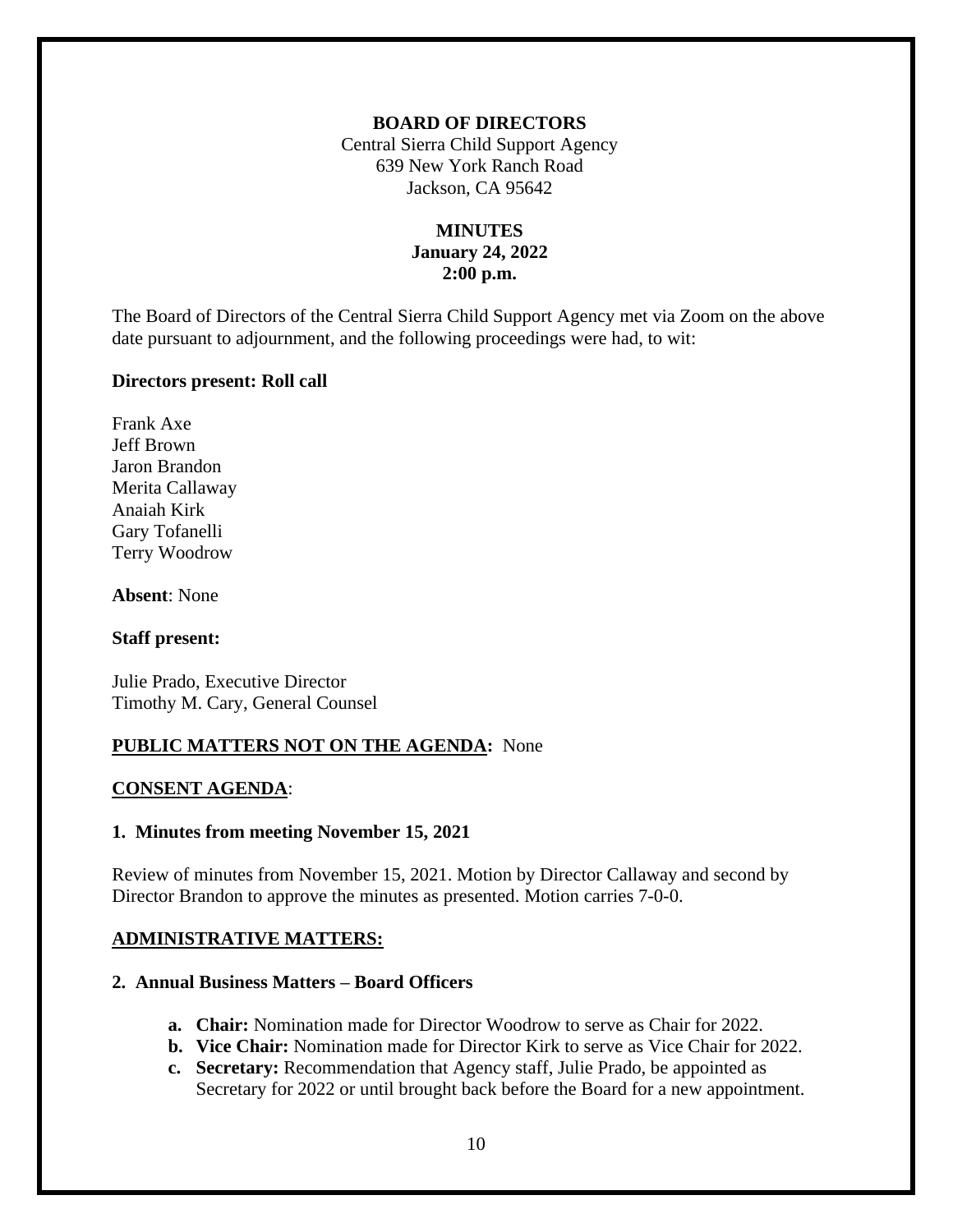**BOARD OF DIRECTORS**

Central Sierra Child Support Agency
639 New York Ranch Road
Jackson, CA 95642

**MINUTES**
**January 24, 2022**
**2:00 p.m.**

The Board of Directors of the Central Sierra Child Support Agency met via Zoom on the above date pursuant to adjournment, and the following proceedings were had, to wit:

**Directors present: Roll call**

Frank Axe
Jeff Brown
Jaron Brandon
Merita Callaway
Anaiah Kirk
Gary Tofanelli
Terry Woodrow

**Absent**: None

**Staff present:**

Julie Prado, Executive Director
Timothy M. Cary, General Counsel

**PUBLIC MATTERS NOT ON THE AGENDA:** None

**CONSENT AGENDA**:

**1. Minutes from meeting November 15, 2021**

Review of minutes from November 15, 2021. Motion by Director Callaway and second by Director Brandon to approve the minutes as presented. Motion carries 7-0-0.

**ADMINISTRATIVE MATTERS:**

**2. Annual Business Matters – Board Officers**

- **a. Chair:** Nomination made for Director Woodrow to serve as Chair for 2022.
- **b. Vice Chair:** Nomination made for Director Kirk to serve as Vice Chair for 2022.
- **c. Secretary:** Recommendation that Agency staff, Julie Prado, be appointed as Secretary for 2022 or until brought back before the Board for a new appointment.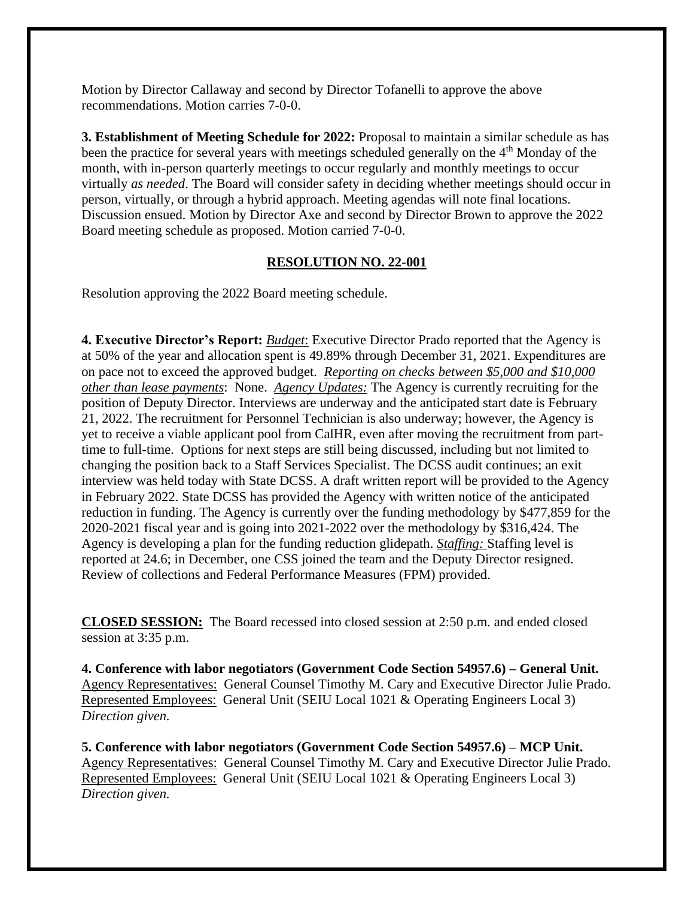Motion by Director Callaway and second by Director Tofanelli to approve the above recommendations. Motion carries 7-0-0.

**3. Establishment of Meeting Schedule for 2022:** Proposal to maintain a similar schedule as has been the practice for several years with meetings scheduled generally on the 4th Monday of the month, with in-person quarterly meetings to occur regularly and monthly meetings to occur virtually *as needed*. The Board will consider safety in deciding whether meetings should occur in person, virtually, or through a hybrid approach. Meeting agendas will note final locations. Discussion ensued. Motion by Director Axe and second by Director Brown to approve the 2022 Board meeting schedule as proposed. Motion carried 7-0-0.

**RESOLUTION NO. 22-001**

Resolution approving the 2022 Board meeting schedule.

**4. Executive Director's Report:** ***Budget***: Executive Director Prado reported that the Agency is at 50% of the year and allocation spent is 49.89% through December 31, 2021. Expenditures are on pace not to exceed the approved budget. ***Reporting on checks between $5,000 and $10,000 other than lease payments***: None. *Agency Updates:* The Agency is currently recruiting for the position of Deputy Director. Interviews are underway and the anticipated start date is February 21, 2022. The recruitment for Personnel Technician is also underway; however, the Agency is yet to receive a viable applicant pool from CalHR, even after moving the recruitment from part-time to full-time. Options for next steps are still being discussed, including but not limited to changing the position back to a Staff Services Specialist. The DCSS audit continues; an exit interview was held today with State DCSS. A draft written report will be provided to the Agency in February 2022. State DCSS has provided the Agency with written notice of the anticipated reduction in funding. The Agency is currently over the funding methodology by $477,859 for the 2020-2021 fiscal year and is going into 2021-2022 over the methodology by $316,424. The Agency is developing a plan for the funding reduction glidepath. ***Staffing:*** Staffing level is reported at 24.6; in December, one CSS joined the team and the Deputy Director resigned. Review of collections and Federal Performance Measures (FPM) provided.

**CLOSED SESSION:** The Board recessed into closed session at 2:50 p.m. and ended closed session at 3:35 p.m.

**4. Conference with labor negotiators (Government Code Section 54957.6) – General Unit.**
Agency Representatives: General Counsel Timothy M. Cary and Executive Director Julie Prado.
Represented Employees: General Unit (SEIU Local 1021 & Operating Engineers Local 3)
*Direction given.*

**5. Conference with labor negotiators (Government Code Section 54957.6) – MCP Unit.**
Agency Representatives: General Counsel Timothy M. Cary and Executive Director Julie Prado.
Represented Employees: General Unit (SEIU Local 1021 & Operating Engineers Local 3)
*Direction given.*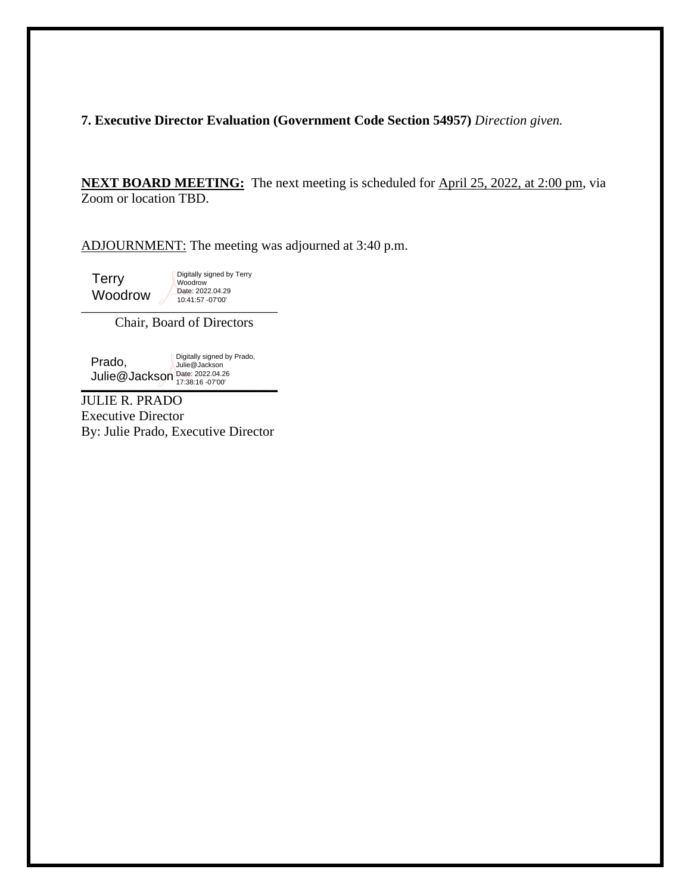**7. Executive Director Evaluation (Government Code Section 54957)** *Direction given.*

**NEXT BOARD MEETING:** The next meeting is scheduled for April 25, 2022, at 2:00 pm, via Zoom or location TBD.

ADJOURNMENT: The meeting was adjourned at 3:40 p.m.

Terry Woodrow
Digitally signed by Terry Woodrow
Date: 2022.04.29 10:41:57 -07'00'

Chair, Board of Directors

Prado, Julie@Jackson
Digitally signed by Prado, Julie@Jackson
Date: 2022.04.26 17:38:16 -07'00'

JULIE R. PRADO
Executive Director
By: Julie Prado, Executive Director